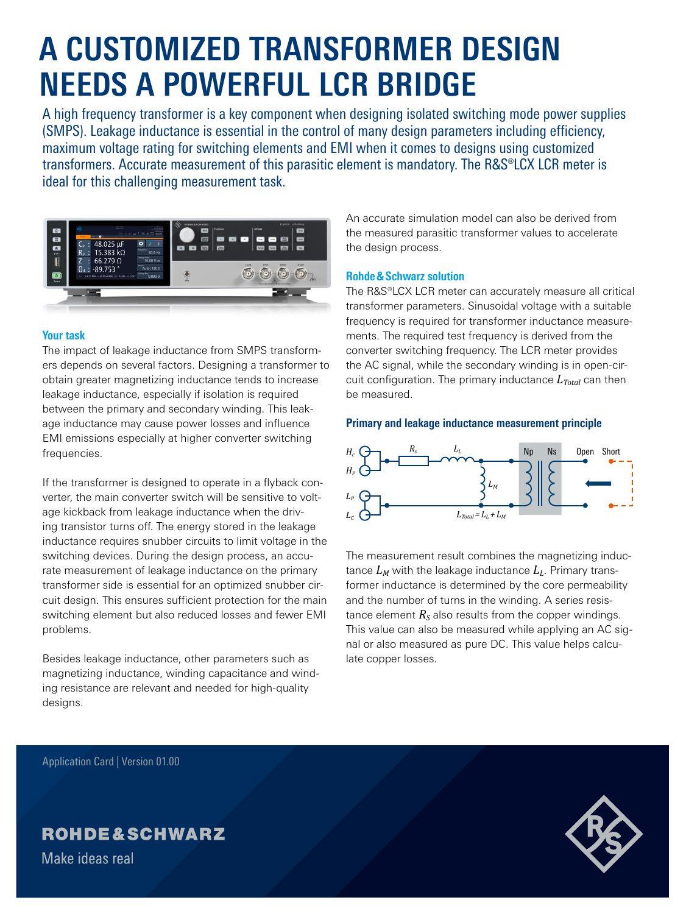# A CUSTOMIZED TRANSFORMER DESIGN NEEDS A POWERFUL LCR BRIDGE

A high frequency transformer is a key component when designing isolated switching mode power supplies (SMPS). Leakage inductance is essential in the control of many design parameters including efficiency, maximum voltage rating for switching elements and EMI when it comes to designs using customized transformers. Accurate measurement of this parasitic element is mandatory. The R&S®LCX LCR meter is ideal for this challenging measurement task.

## Your task

The impact of leakage inductance from SMPS transformers depends on several factors. Designing a transformer to obtain greater magnetizing inductance tends to increase leakage inductance, especially if isolation is required between the primary and secondary winding. This leakage inductance may cause power losses and influence EMI emissions especially at higher converter switching frequencies.

If the transformer is designed to operate in a flyback converter, the main converter switch will be sensitive to voltage kickback from leakage inductance when the driving transistor turns off. The energy stored in the leakage inductance requires snubber circuits to limit voltage in the switching devices. During the design process, an accurate measurement of leakage inductance on the primary transformer side is essential for an optimized snubber circuit design. This ensures sufficient protection for the main switching element but also reduced losses and fewer EMI problems.

Besides leakage inductance, other parameters such as magnetizing inductance, winding capacitance and winding resistance are relevant and needed for high-quality designs.

An accurate simulation model can also be derived from the measured parasitic transformer values to accelerate the design process.

## Rohde & Schwarz solution

The R&S®LCX LCR meter can accurately measure all critical transformer parameters. Sinusoidal voltage with a suitable frequency is required for transformer inductance measurements. The required test frequency is derived from the converter switching frequency. The LCR meter provides the AC signal, while the secondary winding is in open-circuit configuration. The primary inductance $L_{Total}$ can then be measured.

## Primary and leakage inductance measurement principle

$L_{Total} = L_L + L_M$

The measurement result combines the magnetizing inductance $L_M$ with the leakage inductance $L_L$. Primary transformer inductance is determined by the core permeability and the number of turns in the winding. A series resistance element $R_S$ also results from the copper windings. This value can also be measured while applying an AC signal or also measured as pure DC. This value helps calculate copper losses.

Application Card | Version 01.00

ROHDE & SCHWARZ

Make ideas real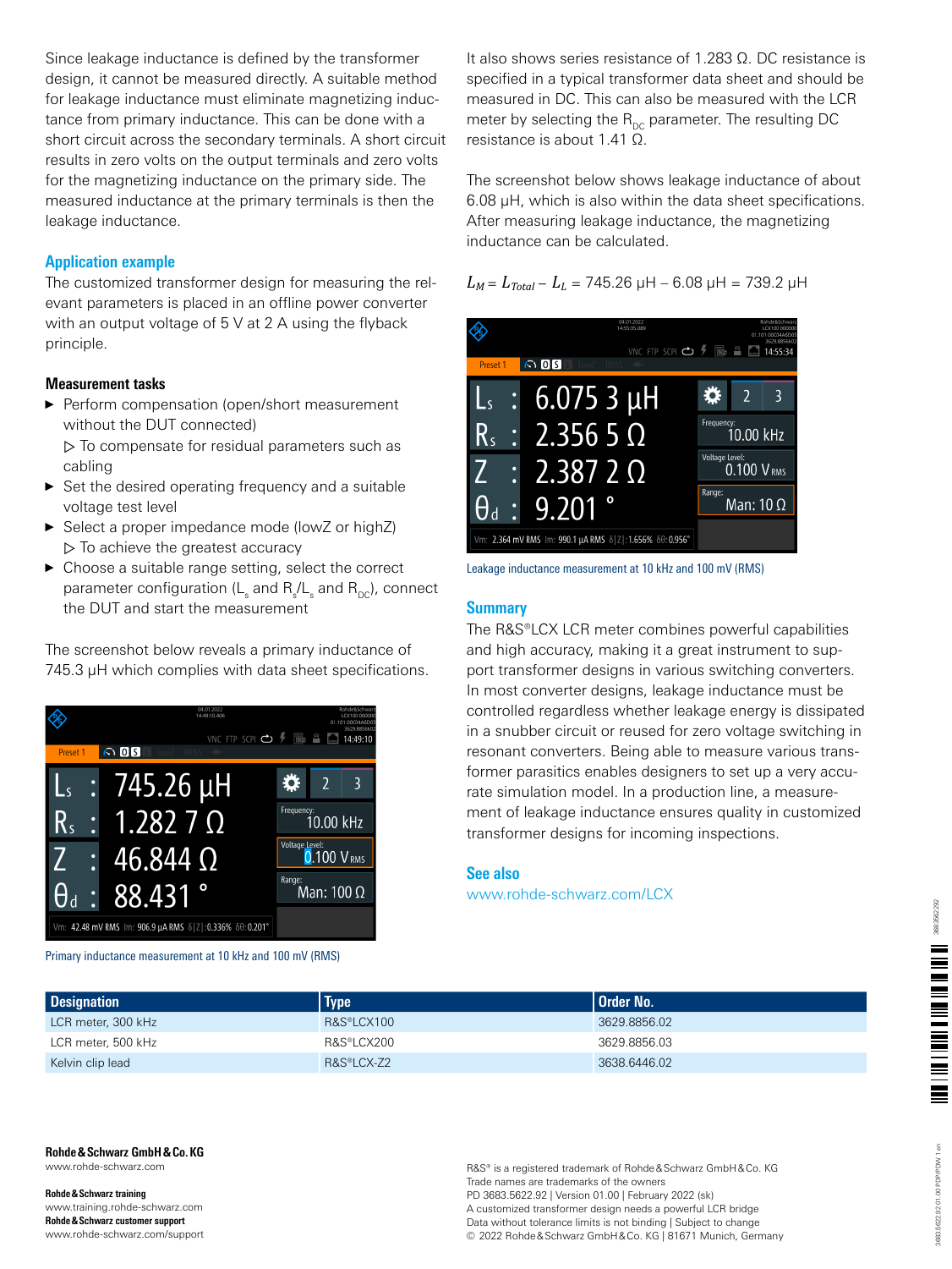Since leakage inductance is defined by the transformer design, it cannot be measured directly. A suitable method for leakage inductance must eliminate magnetizing inductance from primary inductance. This can be done with a short circuit across the secondary terminals. A short circuit results in zero volts on the output terminals and zero volts for the magnetizing inductance on the primary side. The measured inductance at the primary terminals is then the leakage inductance.

## Application example

The customized transformer design for measuring the relevant parameters is placed in an offline power converter with an output voltage of 5 V at 2 A using the flyback principle.

### Measurement tasks

- Perform compensation (open/short measurement without the DUT connected)
  - ▷ To compensate for residual parameters such as cabling
- Set the desired operating frequency and a suitable voltage test level
- Select a proper impedance mode (lowZ or highZ)
  - ▷ To achieve the greatest accuracy
- Choose a suitable range setting, select the correct parameter configuration ($L_s$ and $R_s/L_s$ and $R_{DC}$), connect the DUT and start the measurement

The screenshot below reveals a primary inductance of 745.3 µH which complies with data sheet specifications.

Primary inductance measurement at 10 kHz and 100 mV (RMS)

It also shows series resistance of 1.283 Ω. DC resistance is specified in a typical transformer data sheet and should be measured in DC. This can also be measured with the LCR meter by selecting the $R_{DC}$ parameter. The resulting DC resistance is about 1.41 Ω.

The screenshot below shows leakage inductance of about 6.08 µH, which is also within the data sheet specifications. After measuring leakage inductance, the magnetizing inductance can be calculated.

$$L_M = L_{Total} - L_L = 745.26\ \mu\text{H} - 6.08\ \mu\text{H} = 739.2\ \mu\text{H}$$

Leakage inductance measurement at 10 kHz and 100 mV (RMS)

## Summary

The R&S®LCX LCR meter combines powerful capabilities and high accuracy, making it a great instrument to support transformer designs in various switching converters. In most converter designs, leakage inductance must be controlled regardless whether leakage energy is dissipated in a snubber circuit or reused for zero voltage switching in resonant converters. Being able to measure various transformer parasitics enables designers to set up a very accurate simulation model. In a production line, a measurement of leakage inductance ensures quality in customized transformer designs for incoming inspections.

## See also

www.rohde-schwarz.com/LCX

| Designation | Type | Order No. |
|---|---|---|
| LCR meter, 300 kHz | R&S®LCX100 | 3629.8856.02 |
| LCR meter, 500 kHz | R&S®LCX200 | 3629.8856.03 |
| Kelvin clip lead | R&S®LCX-Z2 | 3638.6446.02 |

**Rohde & Schwarz GmbH & Co. KG**
www.rohde-schwarz.com

**Rohde & Schwarz training**
www.training.rohde-schwarz.com
**Rohde & Schwarz customer support**
www.rohde-schwarz.com/support

R&S® is a registered trademark of Rohde & Schwarz GmbH & Co. KG
Trade names are trademarks of the owners
PD 3683.5622.92 | Version 01.00 | February 2022 (sk)
A customized transformer design needs a powerful LCR bridge
Data without tolerance limits is not binding | Subject to change
© 2022 Rohde & Schwarz GmbH & Co. KG | 81671 Munich, Germany